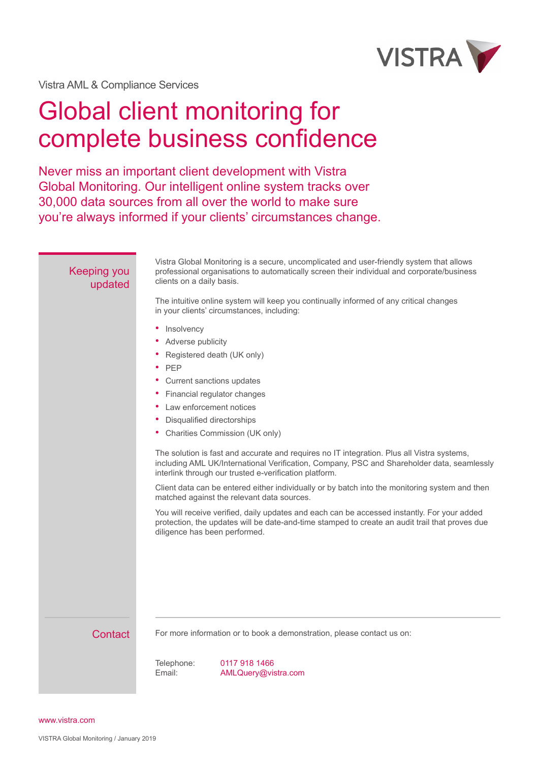VISTRA

Vistra AML & Compliance Services

# Global client monitoring for complete business confidence

Never miss an important client development with Vistra Global Monitoring. Our intelligent online system tracks over 30,000 data sources from all over the world to make sure you're always informed if your clients' circumstances change.

## Keeping you updated

Vistra Global Monitoring is a secure, uncomplicated and user-friendly system that allows professional organisations to automatically screen their individual and corporate/business clients on a daily basis.

The intuitive online system will keep you continually informed of any critical changes in your clients' circumstances, including:

- Insolvency
- Adverse publicity
- Registered death (UK only)
- PEP
- Current sanctions updates
- Financial regulator changes
- Law enforcement notices
- Disqualified directorships
- Charities Commission (UK only)

The solution is fast and accurate and requires no IT integration. Plus all Vistra systems, including AML UK/International Verification, Company, PSC and Shareholder data, seamlessly interlink through our trusted e-verification platform.

Client data can be entered either individually or by batch into the monitoring system and then matched against the relevant data sources.

You will receive verified, daily updates and each can be accessed instantly. For your added protection, the updates will be date-and-time stamped to create an audit trail that proves due diligence has been performed.

## Contact

For more information or to book a demonstration, please contact us on:

Telephone: 0117 918 1466
Email: AMLQuery@vistra.com

www.vistra.com

VISTRA Global Monitoring / January 2019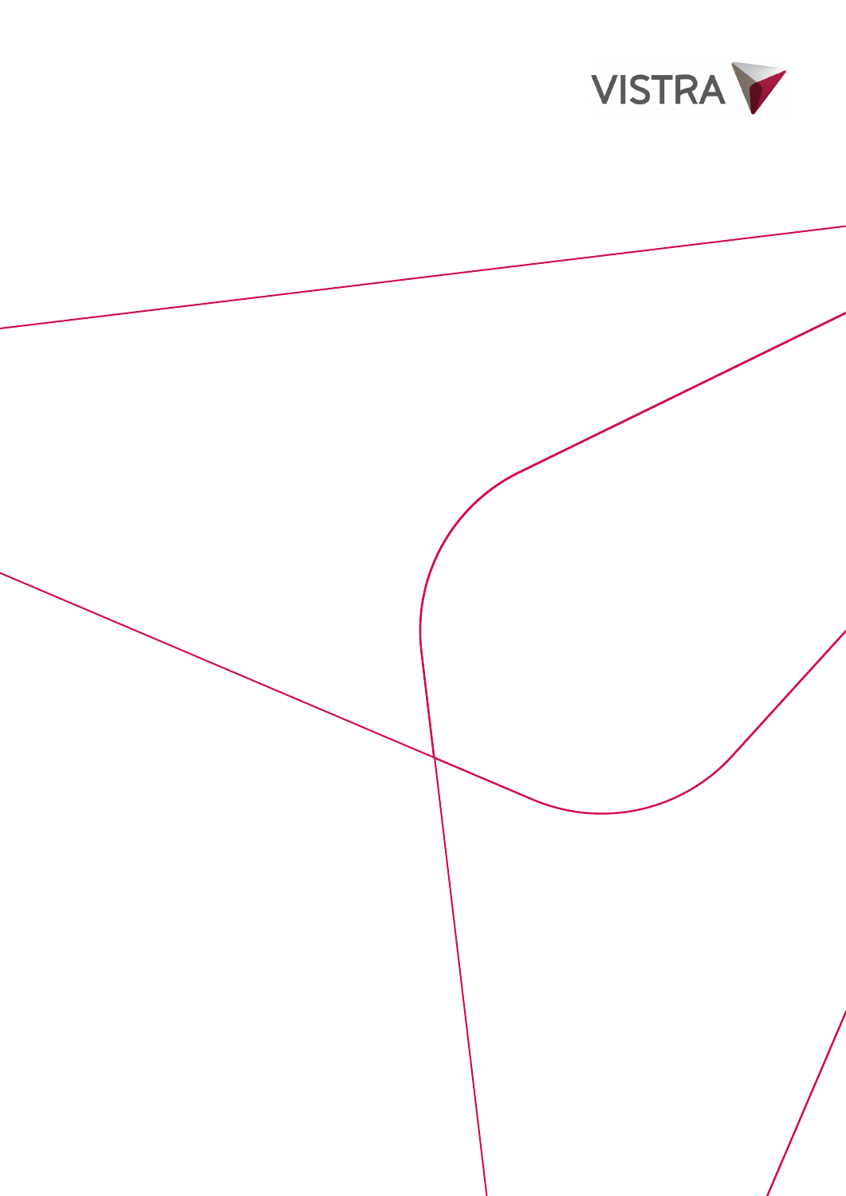VISTRA